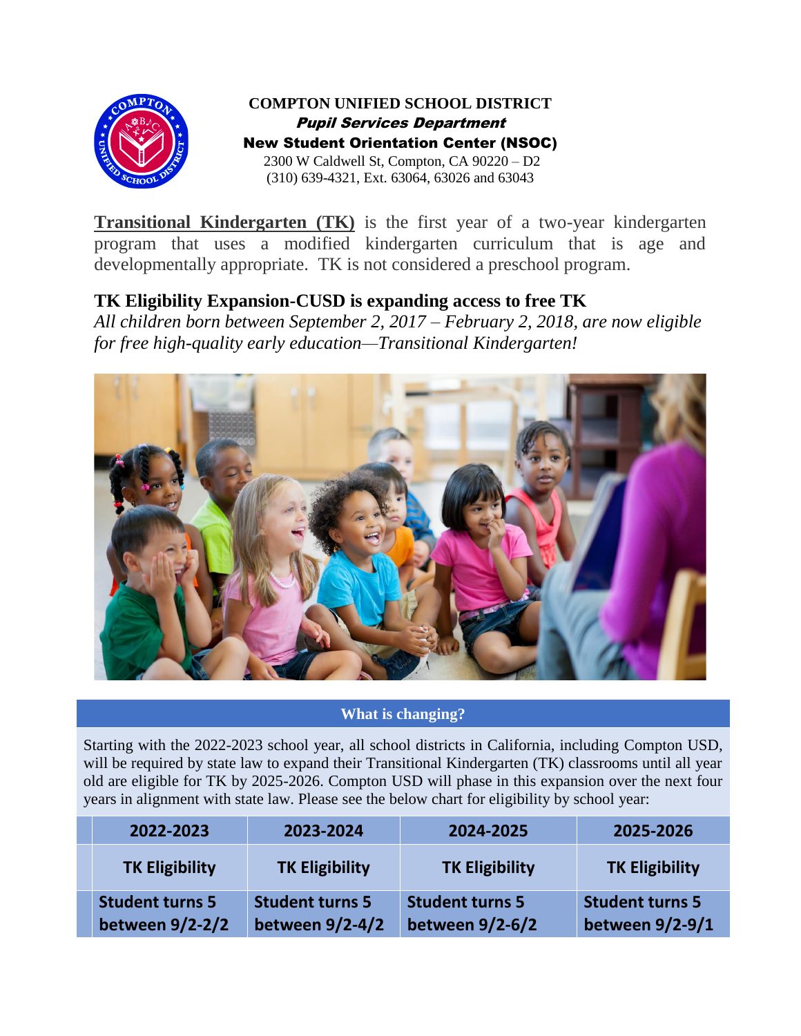**COMPTON UNIFIED SCHOOL DISTRICT**
***Pupil Services Department***
**New Student Orientation Center (NSOC)**
2300 W Caldwell St, Compton, CA 90220 – D2
(310) 639-4321, Ext. 63064, 63026 and 63043

**Transitional Kindergarten (TK)** is the first year of a two-year kindergarten program that uses a modified kindergarten curriculum that is age and developmentally appropriate. TK is not considered a preschool program.

## TK Eligibility Expansion-CUSD is expanding access to free TK

*All children born between September 2, 2017 – February 2, 2018, are now eligible for free high-quality early education—Transitional Kindergarten!*

### What is changing?

Starting with the 2022-2023 school year, all school districts in California, including Compton USD, will be required by state law to expand their Transitional Kindergarten (TK) classrooms until all year old are eligible for TK by 2025-2026. Compton USD will phase in this expansion over the next four years in alignment with state law. Please see the below chart for eligibility by school year:

| 2022-2023 | 2023-2024 | 2024-2025 | 2025-2026 |
|---|---|---|---|
| **TK Eligibility** | **TK Eligibility** | **TK Eligibility** | **TK Eligibility** |
| **Student turns 5 between 9/2-2/2** | **Student turns 5 between 9/2-4/2** | **Student turns 5 between 9/2-6/2** | **Student turns 5 between 9/2-9/1** |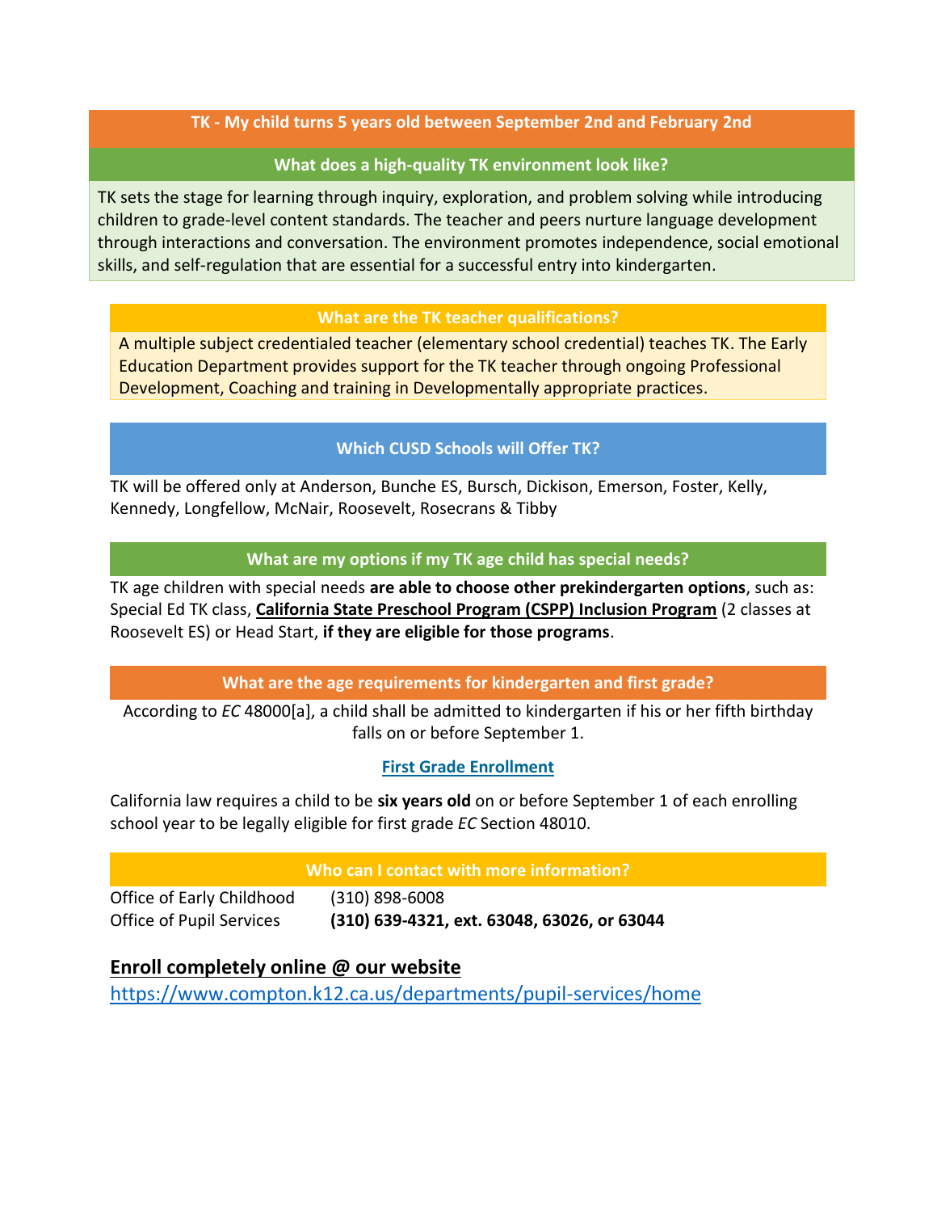## TK - My child turns 5 years old between September 2nd and February 2nd

### What does a high-quality TK environment look like?

TK sets the stage for learning through inquiry, exploration, and problem solving while introducing children to grade-level content standards. The teacher and peers nurture language development through interactions and conversation. The environment promotes independence, social emotional skills, and self-regulation that are essential for a successful entry into kindergarten.

### What are the TK teacher qualifications?

A multiple subject credentialed teacher (elementary school credential) teaches TK. The Early Education Department provides support for the TK teacher through ongoing Professional Development, Coaching and training in Developmentally appropriate practices.

### Which CUSD Schools will Offer TK?

TK will be offered only at Anderson, Bunche ES, Bursch, Dickison, Emerson, Foster, Kelly, Kennedy, Longfellow, McNair, Roosevelt, Rosecrans & Tibby

### What are my options if my TK age child has special needs?

TK age children with special needs **are able to choose other prekindergarten options**, such as: Special Ed TK class, **California State Preschool Program (CSPP) Inclusion Program** (2 classes at Roosevelt ES) or Head Start, **if they are eligible for those programs**.

### What are the age requirements for kindergarten and first grade?

According to *EC* 48000[a], a child shall be admitted to kindergarten if his or her fifth birthday falls on or before September 1.

**First Grade Enrollment**

California law requires a child to be **six years old** on or before September 1 of each enrolling school year to be legally eligible for first grade *EC* Section 48010.

### Who can I contact with more information?

| | |
|---|---|
| Office of Early Childhood | (310) 898-6008 |
| Office of Pupil Services | **(310) 639-4321, ext. 63048, 63026, or 63044** |

## Enroll completely online @ our website

https://www.compton.k12.ca.us/departments/pupil-services/home